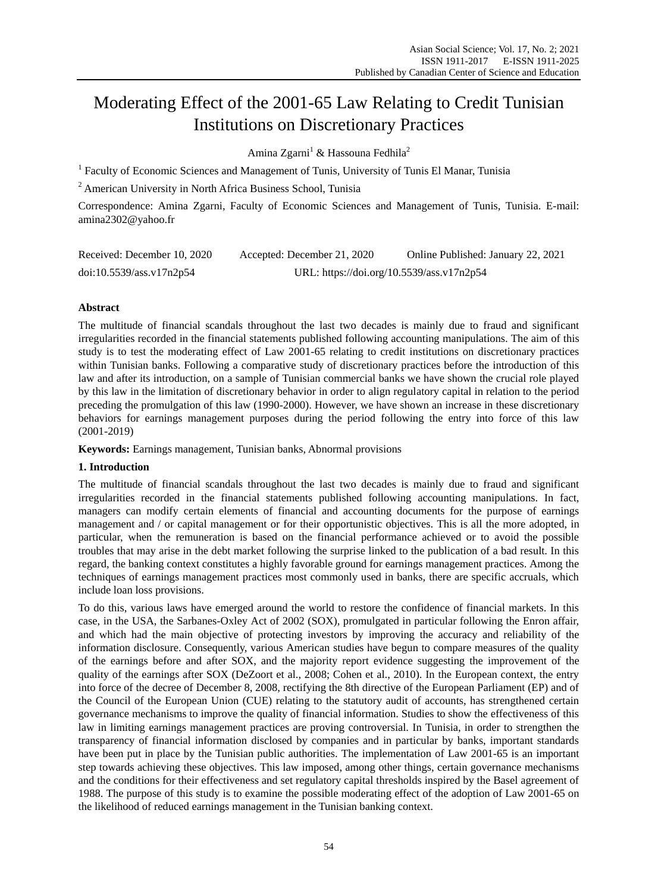# Moderating Effect of the 2001-65 Law Relating to Credit Tunisian Institutions on Discretionary Practices

Amina Zgarni[1] & Hassouna Fedhila[2]

[1] Faculty of Economic Sciences and Management of Tunis, University of Tunis El Manar, Tunisia

[2] American University in North Africa Business School, Tunisia

Correspondence: Amina Zgarni, Faculty of Economic Sciences and Management of Tunis, Tunisia. E-mail: amina2302@yahoo.fr

Received: December 10, 2020 Accepted: December 21, 2020 Online Published: January 22, 2021

doi:10.5539/ass.v17n2p54 URL: https://doi.org/10.5539/ass.v17n2p54

**Abstract**

The multitude of financial scandals throughout the last two decades is mainly due to fraud and significant irregularities recorded in the financial statements published following accounting manipulations. The aim of this study is to test the moderating effect of Law 2001-65 relating to credit institutions on discretionary practices within Tunisian banks. Following a comparative study of discretionary practices before the introduction of this law and after its introduction, on a sample of Tunisian commercial banks we have shown the crucial role played by this law in the limitation of discretionary behavior in order to align regulatory capital in relation to the period preceding the promulgation of this law (1990-2000). However, we have shown an increase in these discretionary behaviors for earnings management purposes during the period following the entry into force of this law (2001-2019)

**Keywords:** Earnings management, Tunisian banks, Abnormal provisions

## 1. Introduction

The multitude of financial scandals throughout the last two decades is mainly due to fraud and significant irregularities recorded in the financial statements published following accounting manipulations. In fact, managers can modify certain elements of financial and accounting documents for the purpose of earnings management and / or capital management or for their opportunistic objectives. This is all the more adopted, in particular, when the remuneration is based on the financial performance achieved or to avoid the possible troubles that may arise in the debt market following the surprise linked to the publication of a bad result. In this regard, the banking context constitutes a highly favorable ground for earnings management practices. Among the techniques of earnings management practices most commonly used in banks, there are specific accruals, which include loan loss provisions.

To do this, various laws have emerged around the world to restore the confidence of financial markets. In this case, in the USA, the Sarbanes-Oxley Act of 2002 (SOX), promulgated in particular following the Enron affair, and which had the main objective of protecting investors by improving the accuracy and reliability of the information disclosure. Consequently, various American studies have begun to compare measures of the quality of the earnings before and after SOX, and the majority report evidence suggesting the improvement of the quality of the earnings after SOX (DeZoort et al., 2008; Cohen et al., 2010). In the European context, the entry into force of the decree of December 8, 2008, rectifying the 8th directive of the European Parliament (EP) and of the Council of the European Union (CUE) relating to the statutory audit of accounts, has strengthened certain governance mechanisms to improve the quality of financial information. Studies to show the effectiveness of this law in limiting earnings management practices are proving controversial. In Tunisia, in order to strengthen the transparency of financial information disclosed by companies and in particular by banks, important standards have been put in place by the Tunisian public authorities. The implementation of Law 2001-65 is an important step towards achieving these objectives. This law imposed, among other things, certain governance mechanisms and the conditions for their effectiveness and set regulatory capital thresholds inspired by the Basel agreement of 1988. The purpose of this study is to examine the possible moderating effect of the adoption of Law 2001-65 on the likelihood of reduced earnings management in the Tunisian banking context.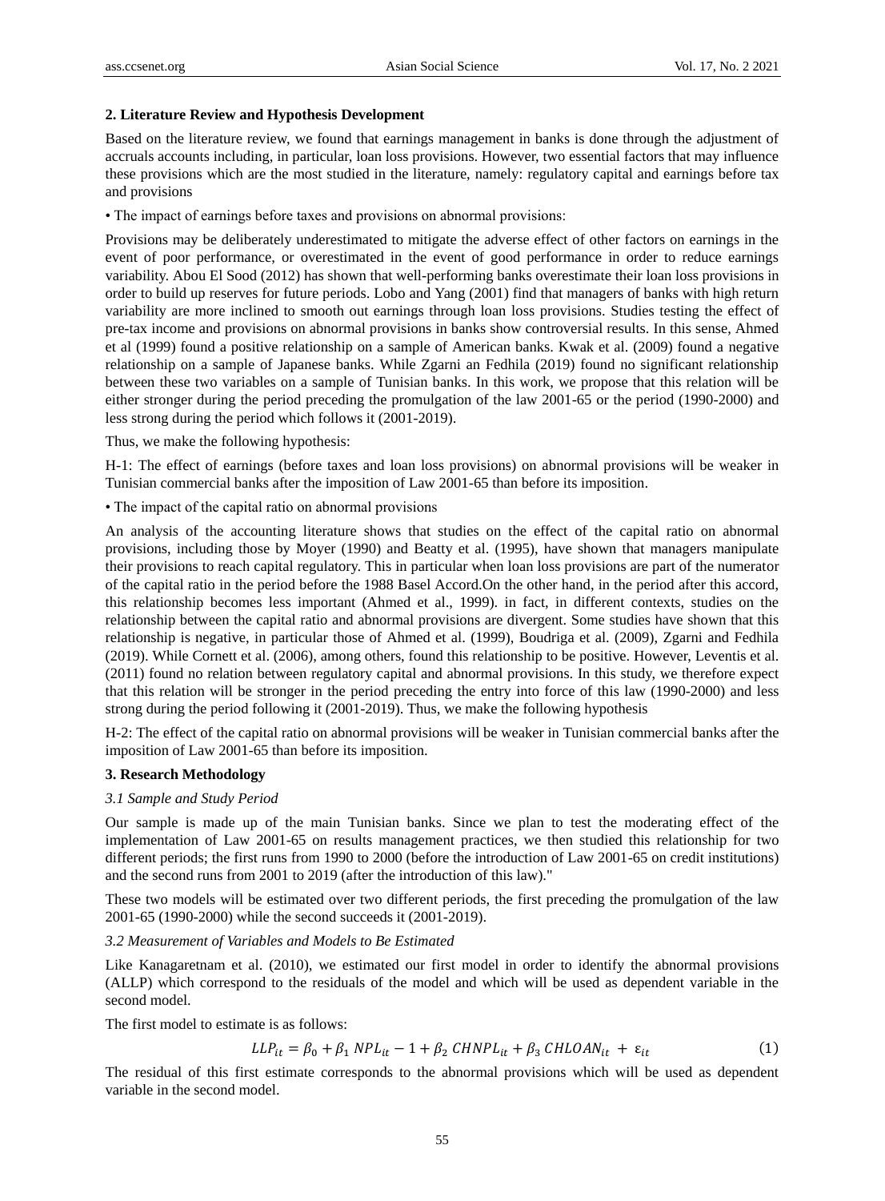## 2. Literature Review and Hypothesis Development

Based on the literature review, we found that earnings management in banks is done through the adjustment of accruals accounts including, in particular, loan loss provisions. However, two essential factors that may influence these provisions which are the most studied in the literature, namely: regulatory capital and earnings before tax and provisions

• The impact of earnings before taxes and provisions on abnormal provisions:

Provisions may be deliberately underestimated to mitigate the adverse effect of other factors on earnings in the event of poor performance, or overestimated in the event of good performance in order to reduce earnings variability. Abou El Sood (2012) has shown that well-performing banks overestimate their loan loss provisions in order to build up reserves for future periods. Lobo and Yang (2001) find that managers of banks with high return variability are more inclined to smooth out earnings through loan loss provisions. Studies testing the effect of pre-tax income and provisions on abnormal provisions in banks show controversial results. In this sense, Ahmed et al (1999) found a positive relationship on a sample of American banks. Kwak et al. (2009) found a negative relationship on a sample of Japanese banks. While Zgarni an Fedhila (2019) found no significant relationship between these two variables on a sample of Tunisian banks. In this work, we propose that this relation will be either stronger during the period preceding the promulgation of the law 2001-65 or the period (1990-2000) and less strong during the period which follows it (2001-2019).

Thus, we make the following hypothesis:

H-1: The effect of earnings (before taxes and loan loss provisions) on abnormal provisions will be weaker in Tunisian commercial banks after the imposition of Law 2001-65 than before its imposition.

• The impact of the capital ratio on abnormal provisions

An analysis of the accounting literature shows that studies on the effect of the capital ratio on abnormal provisions, including those by Moyer (1990) and Beatty et al. (1995), have shown that managers manipulate their provisions to reach capital regulatory. This in particular when loan loss provisions are part of the numerator of the capital ratio in the period before the 1988 Basel Accord.On the other hand, in the period after this accord, this relationship becomes less important (Ahmed et al., 1999). in fact, in different contexts, studies on the relationship between the capital ratio and abnormal provisions are divergent. Some studies have shown that this relationship is negative, in particular those of Ahmed et al. (1999), Boudriga et al. (2009), Zgarni and Fedhila (2019). While Cornett et al. (2006), among others, found this relationship to be positive. However, Leventis et al. (2011) found no relation between regulatory capital and abnormal provisions. In this study, we therefore expect that this relation will be stronger in the period preceding the entry into force of this law (1990-2000) and less strong during the period following it (2001-2019). Thus, we make the following hypothesis

H-2: The effect of the capital ratio on abnormal provisions will be weaker in Tunisian commercial banks after the imposition of Law 2001-65 than before its imposition.

## 3. Research Methodology

### *3.1 Sample and Study Period*

Our sample is made up of the main Tunisian banks. Since we plan to test the moderating effect of the implementation of Law 2001-65 on results management practices, we then studied this relationship for two different periods; the first runs from 1990 to 2000 (before the introduction of Law 2001-65 on credit institutions) and the second runs from 2001 to 2019 (after the introduction of this law)."

These two models will be estimated over two different periods, the first preceding the promulgation of the law 2001-65 (1990-2000) while the second succeeds it (2001-2019).

### *3.2 Measurement of Variables and Models to Be Estimated*

Like Kanagaretnam et al. (2010), we estimated our first model in order to identify the abnormal provisions (ALLP) which correspond to the residuals of the model and which will be used as dependent variable in the second model.

The first model to estimate is as follows:

$$LLP_{it} = \beta_0 + \beta_1\, NPL_{it} - 1 + \beta_2\, CHNPL_{it} + \beta_3\, CHLOAN_{it} + \varepsilon_{it} \tag{1}$$

The residual of this first estimate corresponds to the abnormal provisions which will be used as dependent variable in the second model.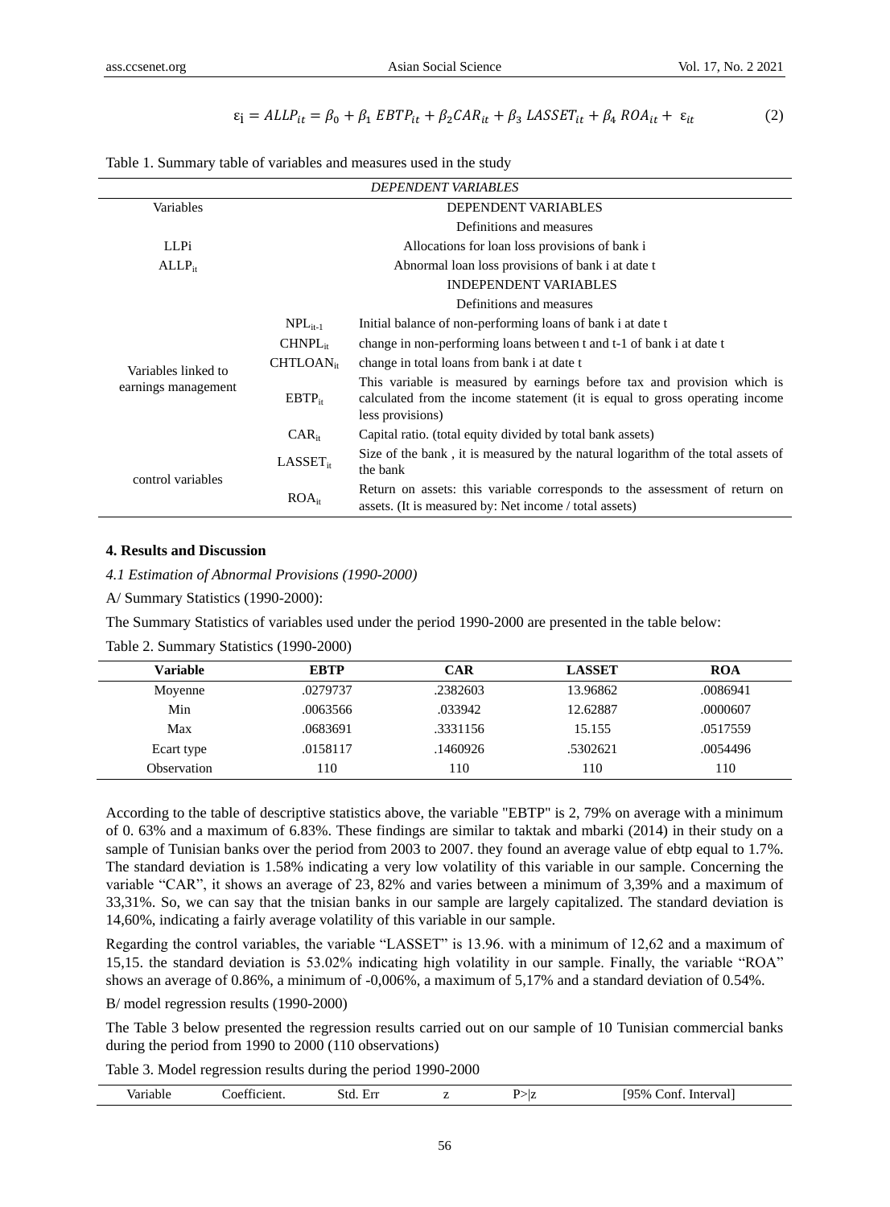$$\varepsilon_i = ALLP_{it} = \beta_0 + \beta_1\ EBTP_{it} + \beta_2 CAR_{it} + \beta_3\ LASSET_{it} + \beta_4\ ROA_{it} + \ \varepsilon_{it} \quad (2)$$

Table 1. Summary table of variables and measures used in the study

| *DEPENDENT VARIABLES* | | |
|---|---|---|
| Variables | | DEPENDENT VARIABLES |
| | | Definitions and measures |
| LLPi | | Allocations for loan loss provisions of bank i |
| $ALLP_{it}$ | | Abnormal loan loss provisions of bank i at date t |
| | | INDEPENDENT VARIABLES |
| | | Definitions and measures |
| Variables linked to earnings management | $NPL_{it-1}$ | Initial balance of non-performing loans of bank i at date t |
| | $CHNPL_{it}$ | change in non-performing loans between t and t-1 of bank i at date t |
| | $CHTLOAN_{it}$ | change in total loans from bank i at date t |
| | $EBTP_{it}$ | This variable is measured by earnings before tax and provision which is calculated from the income statement (it is equal to gross operating income less provisions) |
| | $CAR_{it}$ | Capital ratio. (total equity divided by total bank assets) |
| control variables | $LASSET_{it}$ | Size of the bank , it is measured by the natural logarithm of the total assets of the bank |
| | $ROA_{it}$ | Return on assets: this variable corresponds to the assessment of return on assets. (It is measured by: Net income / total assets) |

## 4. Results and Discussion

### *4.1 Estimation of Abnormal Provisions (1990-2000)*

A/ Summary Statistics (1990-2000):

The Summary Statistics of variables used under the period 1990-2000 are presented in the table below:

Table 2. Summary Statistics (1990-2000)

| Variable | EBTP | CAR | LASSET | ROA |
|---|---|---|---|---|
| Moyenne | .0279737 | .2382603 | 13.96862 | .0086941 |
| Min | .0063566 | .033942 | 12.62887 | .0000607 |
| Max | .0683691 | .3331156 | 15.155 | .0517559 |
| Ecart type | .0158117 | .1460926 | .5302621 | .0054496 |
| Observation | 110 | 110 | 110 | 110 |

According to the table of descriptive statistics above, the variable "EBTP" is 2, 79% on average with a minimum of 0. 63% and a maximum of 6.83%. These findings are similar to taktak and mbarki (2014) in their study on a sample of Tunisian banks over the period from 2003 to 2007. they found an average value of ebtp equal to 1.7%. The standard deviation is 1.58% indicating a very low volatility of this variable in our sample. Concerning the variable "CAR", it shows an average of 23, 82% and varies between a minimum of 3,39% and a maximum of 33,31%. So, we can say that the tnisian banks in our sample are largely capitalized. The standard deviation is 14,60%, indicating a fairly average volatility of this variable in our sample.

Regarding the control variables, the variable "LASSET" is 13.96. with a minimum of 12,62 and a maximum of 15,15. the standard deviation is 53.02% indicating high volatility in our sample. Finally, the variable "ROA" shows an average of 0.86%, a minimum of -0,006%, a maximum of 5,17% and a standard deviation of 0.54%.

B/ model regression results (1990-2000)

The Table 3 below presented the regression results carried out on our sample of 10 Tunisian commercial banks during the period from 1990 to 2000 (110 observations)

Table 3. Model regression results during the period 1990-2000

| Variable | Coefficient. | Std. Err | z | P>\|z | [95% Conf. Interval] |
|---|---|---|---|---|---|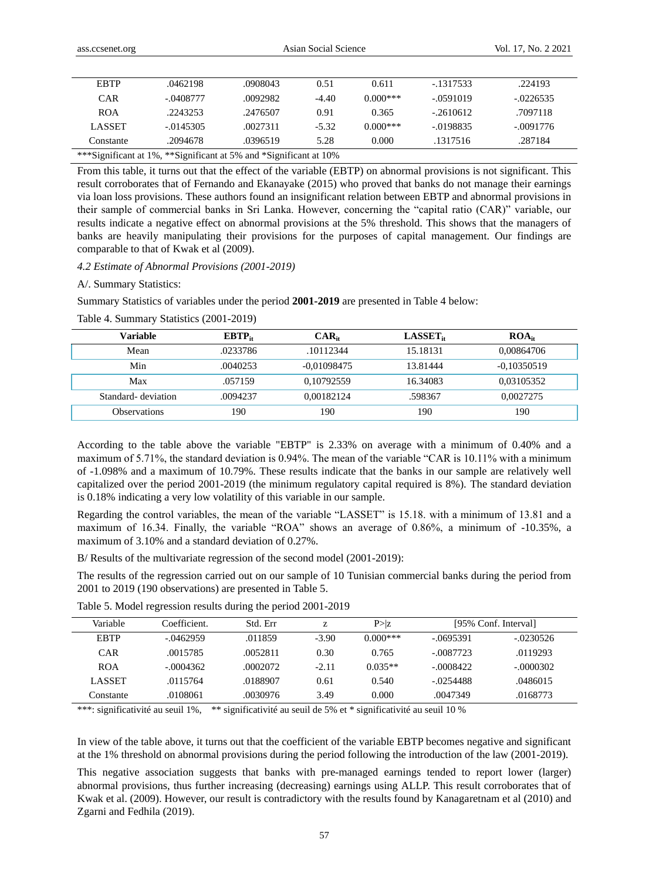| EBTP | .0462198 | .0908043 | 0.51 | 0.611 | -.1317533 | .224193 |
|---|---|---|---|---|---|---|
| CAR | -.0408777 | .0092982 | -4.40 | 0.000*** | -.0591019 | -.0226535 |
| ROA | .2243253 | .2476507 | 0.91 | 0.365 | -.2610612 | .7097118 |
| LASSET | -.0145305 | .0027311 | -5.32 | 0.000*** | -.0198835 | -.0091776 |
| Constante | .2094678 | .0396519 | 5.28 | 0.000 | .1317516 | .287184 |

***Significant at 1%, **Significant at 5% and *Significant at 10%

From this table, it turns out that the effect of the variable (EBTP) on abnormal provisions is not significant. This result corroborates that of Fernando and Ekanayake (2015) who proved that banks do not manage their earnings via loan loss provisions. These authors found an insignificant relation between EBTP and abnormal provisions in their sample of commercial banks in Sri Lanka. However, concerning the "capital ratio (CAR)" variable, our results indicate a negative effect on abnormal provisions at the 5% threshold. This shows that the managers of banks are heavily manipulating their provisions for the purposes of capital management. Our findings are comparable to that of Kwak et al (2009).

*4.2 Estimate of Abnormal Provisions (2001-2019)*

A/. Summary Statistics:

Summary Statistics of variables under the period **2001-2019** are presented in Table 4 below:

Table 4. Summary Statistics (2001-2019)

| Variable | $EBTP_{it}$ | $CAR_{it}$ | $LASSET_{it}$ | $ROA_{it}$ |
|---|---|---|---|---|
| Mean | .0233786 | .10112344 | 15.18131 | 0,00864706 |
| Min | .0040253 | -0,01098475 | 13.81444 | -0,10350519 |
| Max | .057159 | 0,10792559 | 16.34083 | 0,03105352 |
| Standard- deviation | .0094237 | 0,00182124 | .598367 | 0,0027275 |
| Observations | 190 | 190 | 190 | 190 |

According to the table above the variable "EBTP" is 2.33% on average with a minimum of 0.40% and a maximum of 5.71%, the standard deviation is 0.94%. The mean of the variable "CAR is 10.11% with a minimum of -1.098% and a maximum of 10.79%. These results indicate that the banks in our sample are relatively well capitalized over the period 2001-2019 (the minimum regulatory capital required is 8%). The standard deviation is 0.18% indicating a very low volatility of this variable in our sample.

Regarding the control variables, the mean of the variable "LASSET" is 15.18. with a minimum of 13.81 and a maximum of 16.34. Finally, the variable "ROA" shows an average of 0.86%, a minimum of -10.35%, a maximum of 3.10% and a standard deviation of 0.27%.

B/ Results of the multivariate regression of the second model (2001-2019):

The results of the regression carried out on our sample of 10 Tunisian commercial banks during the period from 2001 to 2019 (190 observations) are presented in Table 5.

Table 5. Model regression results during the period 2001-2019

| Variable | Coefficient. | Std. Err | z | P>\|z | [95% Conf. Interval] | |
|---|---|---|---|---|---|---|
| EBTP | -.0462959 | .011859 | -3.90 | 0.000*** | -.0695391 | -.0230526 |
| CAR | .0015785 | .0052811 | 0.30 | 0.765 | -.0087723 | .0119293 |
| ROA | -.0004362 | .0002072 | -2.11 | 0.035** | -.0008422 | -.0000302 |
| LASSET | .0115764 | .0188907 | 0.61 | 0.540 | -.0254488 | .0486015 |
| Constante | .0108061 | .0030976 | 3.49 | 0.000 | .0047349 | .0168773 |

***: significativité au seuil 1%, ** significativité au seuil de 5% et * significativité au seuil 10 %

In view of the table above, it turns out that the coefficient of the variable EBTP becomes negative and significant at the 1% threshold on abnormal provisions during the period following the introduction of the law (2001-2019).

This negative association suggests that banks with pre-managed earnings tended to report lower (larger) abnormal provisions, thus further increasing (decreasing) earnings using ALLP. This result corroborates that of Kwak et al. (2009). However, our result is contradictory with the results found by Kanagaretnam et al (2010) and Zgarni and Fedhila (2019).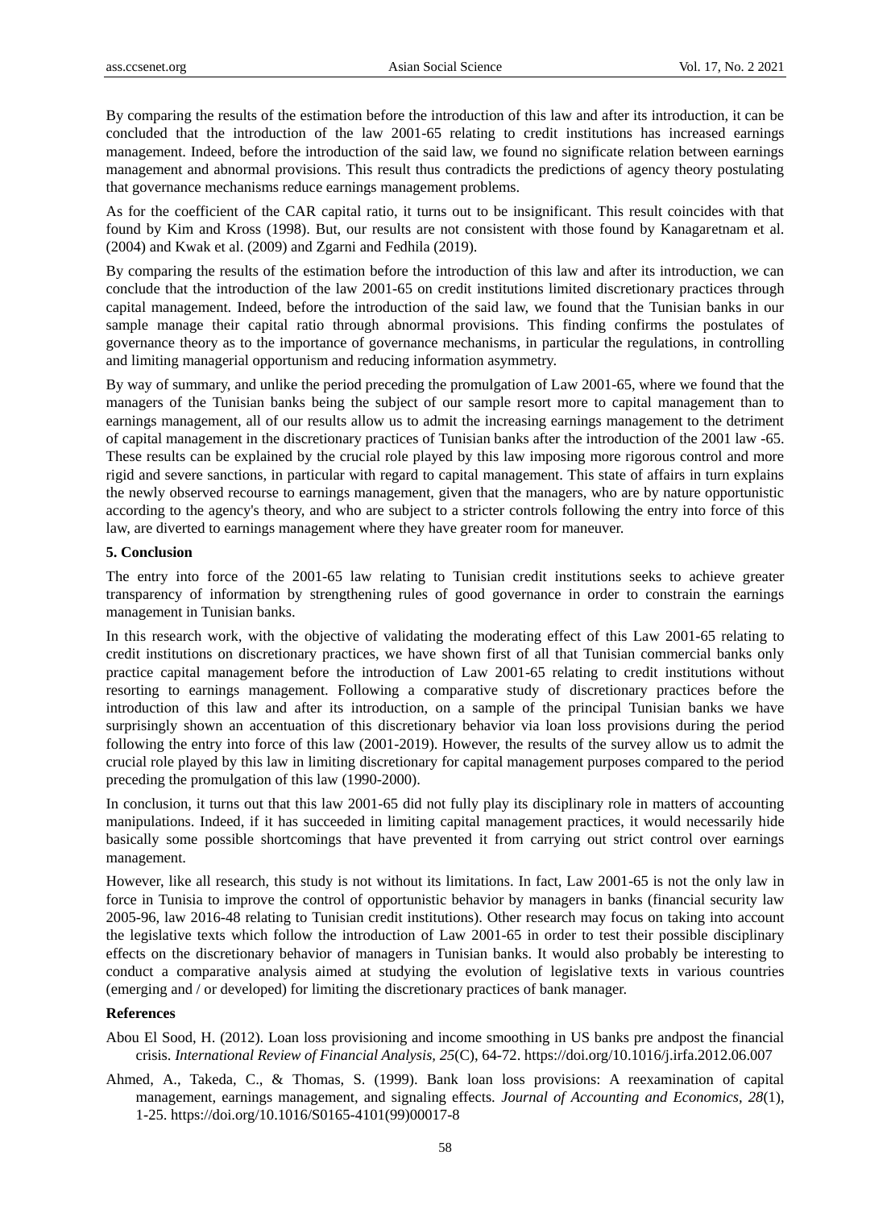By comparing the results of the estimation before the introduction of this law and after its introduction, it can be concluded that the introduction of the law 2001-65 relating to credit institutions has increased earnings management. Indeed, before the introduction of the said law, we found no significate relation between earnings management and abnormal provisions. This result thus contradicts the predictions of agency theory postulating that governance mechanisms reduce earnings management problems.

As for the coefficient of the CAR capital ratio, it turns out to be insignificant. This result coincides with that found by Kim and Kross (1998). But, our results are not consistent with those found by Kanagaretnam et al. (2004) and Kwak et al. (2009) and Zgarni and Fedhila (2019).

By comparing the results of the estimation before the introduction of this law and after its introduction, we can conclude that the introduction of the law 2001-65 on credit institutions limited discretionary practices through capital management. Indeed, before the introduction of the said law, we found that the Tunisian banks in our sample manage their capital ratio through abnormal provisions. This finding confirms the postulates of governance theory as to the importance of governance mechanisms, in particular the regulations, in controlling and limiting managerial opportunism and reducing information asymmetry.

By way of summary, and unlike the period preceding the promulgation of Law 2001-65, where we found that the managers of the Tunisian banks being the subject of our sample resort more to capital management than to earnings management, all of our results allow us to admit the increasing earnings management to the detriment of capital management in the discretionary practices of Tunisian banks after the introduction of the 2001 law -65. These results can be explained by the crucial role played by this law imposing more rigorous control and more rigid and severe sanctions, in particular with regard to capital management. This state of affairs in turn explains the newly observed recourse to earnings management, given that the managers, who are by nature opportunistic according to the agency's theory, and who are subject to a stricter controls following the entry into force of this law, are diverted to earnings management where they have greater room for maneuver.

## 5. Conclusion

The entry into force of the 2001-65 law relating to Tunisian credit institutions seeks to achieve greater transparency of information by strengthening rules of good governance in order to constrain the earnings management in Tunisian banks.

In this research work, with the objective of validating the moderating effect of this Law 2001-65 relating to credit institutions on discretionary practices, we have shown first of all that Tunisian commercial banks only practice capital management before the introduction of Law 2001-65 relating to credit institutions without resorting to earnings management. Following a comparative study of discretionary practices before the introduction of this law and after its introduction, on a sample of the principal Tunisian banks we have surprisingly shown an accentuation of this discretionary behavior via loan loss provisions during the period following the entry into force of this law (2001-2019). However, the results of the survey allow us to admit the crucial role played by this law in limiting discretionary for capital management purposes compared to the period preceding the promulgation of this law (1990-2000).

In conclusion, it turns out that this law 2001-65 did not fully play its disciplinary role in matters of accounting manipulations. Indeed, if it has succeeded in limiting capital management practices, it would necessarily hide basically some possible shortcomings that have prevented it from carrying out strict control over earnings management.

However, like all research, this study is not without its limitations. In fact, Law 2001-65 is not the only law in force in Tunisia to improve the control of opportunistic behavior by managers in banks (financial security law 2005-96, law 2016-48 relating to Tunisian credit institutions). Other research may focus on taking into account the legislative texts which follow the introduction of Law 2001-65 in order to test their possible disciplinary effects on the discretionary behavior of managers in Tunisian banks. It would also probably be interesting to conduct a comparative analysis aimed at studying the evolution of legislative texts in various countries (emerging and / or developed) for limiting the discretionary practices of bank manager.

## References

Abou El Sood, H. (2012). Loan loss provisioning and income smoothing in US banks pre andpost the financial crisis. *International Review of Financial Analysis, 25*(C), 64-72. https://doi.org/10.1016/j.irfa.2012.06.007

Ahmed, A., Takeda, C., & Thomas, S. (1999). Bank loan loss provisions: A reexamination of capital management, earnings management, and signaling effects. *Journal of Accounting and Economics, 28*(1), 1-25. https://doi.org/10.1016/S0165-4101(99)00017-8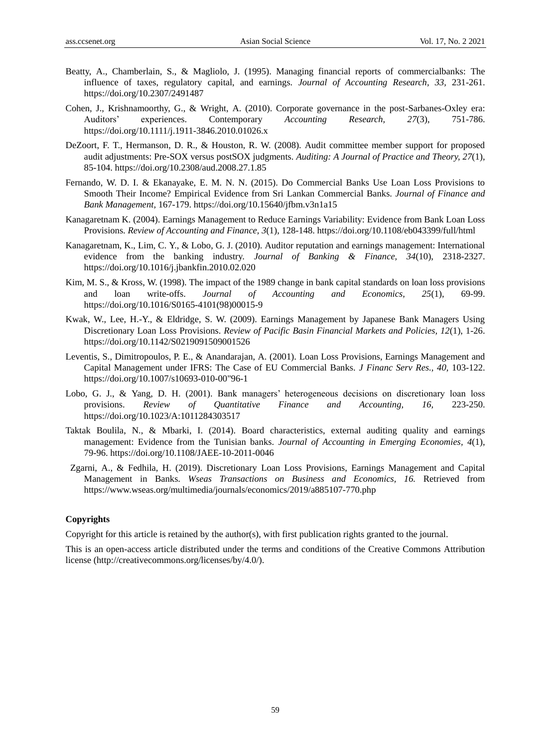Beatty, A., Chamberlain, S., & Magliolo, J. (1995). Managing financial reports of commercialbanks: The influence of taxes, regulatory capital, and earnings. *Journal of Accounting Research, 33,* 231-261. https://doi.org/10.2307/2491487

Cohen, J., Krishnamoorthy, G., & Wright, A. (2010). Corporate governance in the post-Sarbanes-Oxley era: Auditors' experiences. Contemporary *Accounting Research, 27*(3), 751-786. https://doi.org/10.1111/j.1911-3846.2010.01026.x

DeZoort, F. T., Hermanson, D. R., & Houston, R. W. (2008). Audit committee member support for proposed audit adjustments: Pre-SOX versus postSOX judgments. *Auditing: A Journal of Practice and Theory, 27*(1), 85-104. https://doi.org/10.2308/aud.2008.27.1.85

Fernando, W. D. I. & Ekanayake, E. M. N. N. (2015). Do Commercial Banks Use Loan Loss Provisions to Smooth Their Income? Empirical Evidence from Sri Lankan Commercial Banks. *Journal of Finance and Bank Management,* 167-179. https://doi.org/10.15640/jfbm.v3n1a15

Kanagaretnam K. (2004). Earnings Management to Reduce Earnings Variability: Evidence from Bank Loan Loss Provisions. *Review of Accounting and Finance, 3*(1), 128-148. https://doi.org/10.1108/eb043399/full/html

Kanagaretnam, K., Lim, C. Y., & Lobo, G. J. (2010). Auditor reputation and earnings management: International evidence from the banking industry. *Journal of Banking & Finance, 34*(10), 2318-2327. https://doi.org/10.1016/j.jbankfin.2010.02.020

Kim, M. S., & Kross, W. (1998). The impact of the 1989 change in bank capital standards on loan loss provisions and loan write-offs. *Journal of Accounting and Economics, 25*(1), 69-99. https://doi.org/10.1016/S0165-4101(98)00015-9

Kwak, W., Lee, H.-Y., & Eldridge, S. W. (2009). Earnings Management by Japanese Bank Managers Using Discretionary Loan Loss Provisions. *Review of Pacific Basin Financial Markets and Policies, 12*(1), 1-26. https://doi.org/10.1142/S0219091509001526

Leventis, S., Dimitropoulos, P. E., & Anandarajan, A. (2001). Loan Loss Provisions, Earnings Management and Capital Management under IFRS: The Case of EU Commercial Banks. *J Financ Serv Res., 40,* 103-122. https://doi.org/10.1007/s10693-010-00"96-1

Lobo, G. J., & Yang, D. H. (2001). Bank managers' heterogeneous decisions on discretionary loan loss provisions. *Review of Quantitative Finance and Accounting, 16,* 223-250. https://doi.org/10.1023/A:1011284303517

Taktak Boulila, N., & Mbarki, I. (2014). Board characteristics, external auditing quality and earnings management: Evidence from the Tunisian banks. *Journal of Accounting in Emerging Economies, 4*(1), 79-96. https://doi.org/10.1108/JAEE-10-2011-0046

Zgarni, A., & Fedhila, H. (2019). Discretionary Loan Loss Provisions, Earnings Management and Capital Management in Banks. *Wseas Transactions on Business and Economics, 16.* Retrieved from https://www.wseas.org/multimedia/journals/economics/2019/a885107-770.php

**Copyrights**

Copyright for this article is retained by the author(s), with first publication rights granted to the journal.

This is an open-access article distributed under the terms and conditions of the Creative Commons Attribution license (http://creativecommons.org/licenses/by/4.0/).